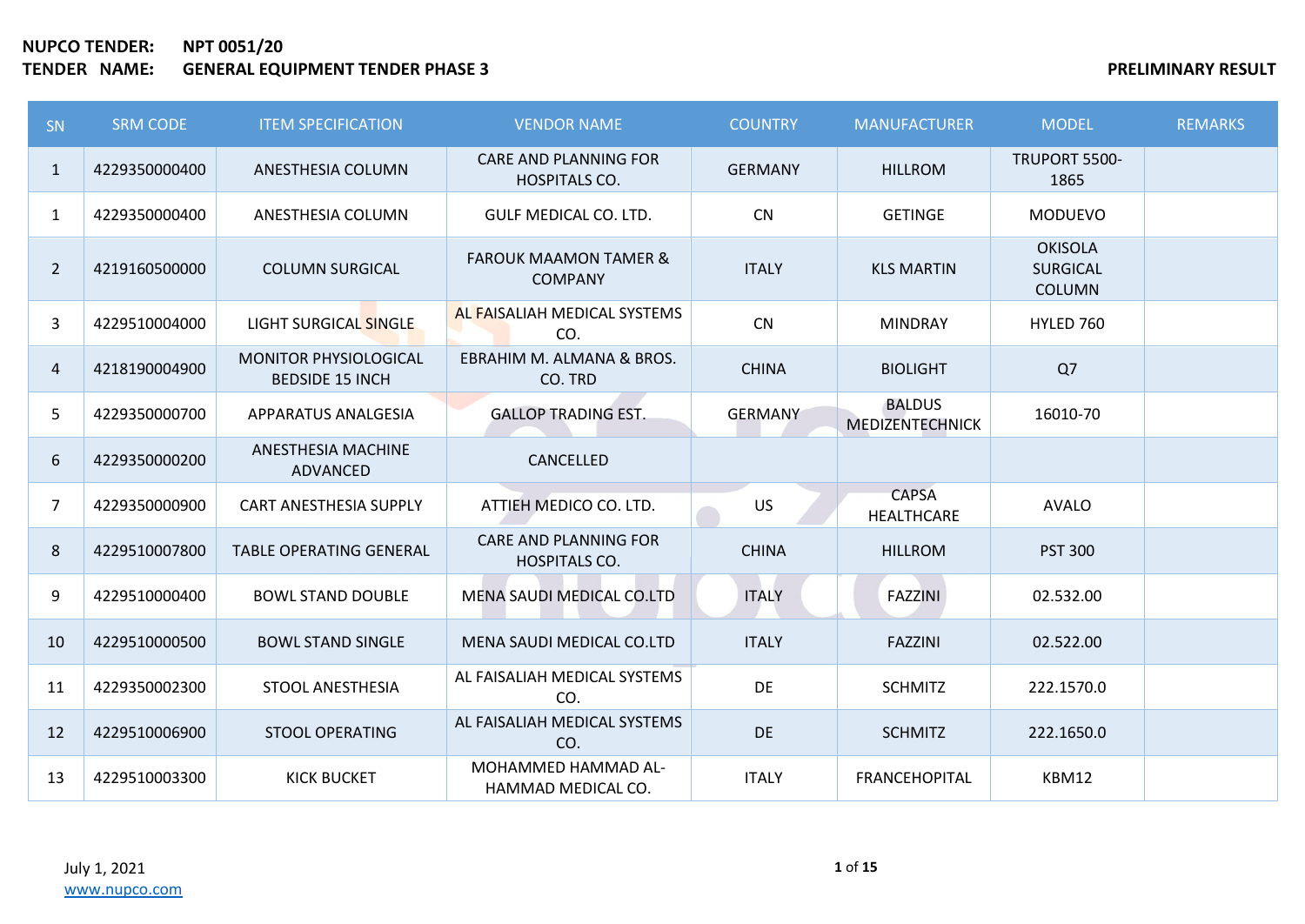**NUPCO TENDER:** NPT 0051/20

**TENDER NAME:** GENERAL EQUIPMENT TENDER PHASE 3

**PRELIMINARY RESULT**

| SN | SRM CODE | ITEM SPECIFICATION | VENDOR NAME | COUNTRY | MANUFACTURER | MODEL | REMARKS |
|---|---|---|---|---|---|---|---|
| 1 | 4229350000400 | ANESTHESIA COLUMN | CARE AND PLANNING FOR HOSPITALS CO. | GERMANY | HILLROM | TRUPORT 5500-1865 | |
| 1 | 4229350000400 | ANESTHESIA COLUMN | GULF MEDICAL CO. LTD. | CN | GETINGE | MODUEVO | |
| 2 | 4219160500000 | COLUMN SURGICAL | FAROUK MAAMON TAMER & COMPANY | ITALY | KLS MARTIN | OKISOLA SURGICAL COLUMN | |
| 3 | 4229510004000 | LIGHT SURGICAL SINGLE | AL FAISALIAH MEDICAL SYSTEMS CO. | CN | MINDRAY | HYLED 760 | |
| 4 | 4218190004900 | MONITOR PHYSIOLOGICAL BEDSIDE 15 INCH | EBRAHIM M. ALMANA & BROS. CO. TRD | CHINA | BIOLIGHT | Q7 | |
| 5 | 4229350000700 | APPARATUS ANALGESIA | GALLOP TRADING EST. | GERMANY | BALDUS MEDIZENTECHNICK | 16010-70 | |
| 6 | 4229350000200 | ANESTHESIA MACHINE ADVANCED | CANCELLED | | | | |
| 7 | 4229350000900 | CART ANESTHESIA SUPPLY | ATTIEH MEDICO CO. LTD. | US | CAPSA HEALTHCARE | AVALO | |
| 8 | 4229510007800 | TABLE OPERATING GENERAL | CARE AND PLANNING FOR HOSPITALS CO. | CHINA | HILLROM | PST 300 | |
| 9 | 4229510000400 | BOWL STAND DOUBLE | MENA SAUDI MEDICAL CO.LTD | ITALY | FAZZINI | 02.532.00 | |
| 10 | 4229510000500 | BOWL STAND SINGLE | MENA SAUDI MEDICAL CO.LTD | ITALY | FAZZINI | 02.522.00 | |
| 11 | 4229350002300 | STOOL ANESTHESIA | AL FAISALIAH MEDICAL SYSTEMS CO. | DE | SCHMITZ | 222.1570.0 | |
| 12 | 4229510006900 | STOOL OPERATING | AL FAISALIAH MEDICAL SYSTEMS CO. | DE | SCHMITZ | 222.1650.0 | |
| 13 | 4229510003300 | KICK BUCKET | MOHAMMED HAMMAD AL-HAMMAD MEDICAL CO. | ITALY | FRANCEHOPITAL | KBM12 | |

July 1, 2021

www.nupco.com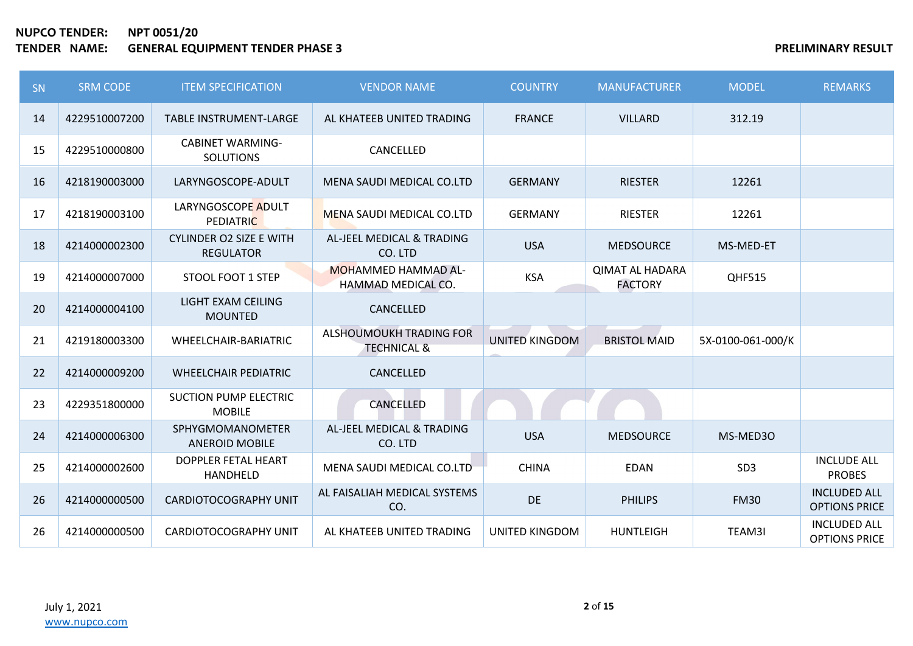**NUPCO TENDER:** **NPT 0051/20**
**TENDER NAME:** **GENERAL EQUIPMENT TENDER PHASE 3**

**PRELIMINARY RESULT**

| SN | SRM CODE | ITEM SPECIFICATION | VENDOR NAME | COUNTRY | MANUFACTURER | MODEL | REMARKS |
|---|---|---|---|---|---|---|---|
| 14 | 4229510007200 | TABLE INSTRUMENT-LARGE | AL KHATEEB UNITED TRADING | FRANCE | VILLARD | 312.19 | |
| 15 | 4229510000800 | CABINET WARMING-SOLUTIONS | CANCELLED | | | | |
| 16 | 4218190003000 | LARYNGOSCOPE-ADULT | MENA SAUDI MEDICAL CO.LTD | GERMANY | RIESTER | 12261 | |
| 17 | 4218190003100 | LARYNGOSCOPE ADULT PEDIATRIC | MENA SAUDI MEDICAL CO.LTD | GERMANY | RIESTER | 12261 | |
| 18 | 4214000002300 | CYLINDER O2 SIZE E WITH REGULATOR | AL-JEEL MEDICAL & TRADING CO. LTD | USA | MEDSOURCE | MS-MED-ET | |
| 19 | 4214000007000 | STOOL FOOT 1 STEP | MOHAMMED HAMMAD AL-HAMMAD MEDICAL CO. | KSA | QIMAT AL HADARA FACTORY | QHF515 | |
| 20 | 4214000004100 | LIGHT EXAM CEILING MOUNTED | CANCELLED | | | | |
| 21 | 4219180003300 | WHEELCHAIR-BARIATRIC | ALSHOUMOUKH TRADING FOR TECHNICAL & | UNITED KINGDOM | BRISTOL MAID | 5X-0100-061-000/K | |
| 22 | 4214000009200 | WHEELCHAIR PEDIATRIC | CANCELLED | | | | |
| 23 | 4229351800000 | SUCTION PUMP ELECTRIC MOBILE | CANCELLED | | | | |
| 24 | 4214000006300 | SPHYGMOMANOMETER ANEROID MOBILE | AL-JEEL MEDICAL & TRADING CO. LTD | USA | MEDSOURCE | MS-MED3O | |
| 25 | 4214000002600 | DOPPLER FETAL HEART HANDHELD | MENA SAUDI MEDICAL CO.LTD | CHINA | EDAN | SD3 | INCLUDE ALL PROBES |
| 26 | 4214000000500 | CARDIOTOCOGRAPHY UNIT | AL FAISALIAH MEDICAL SYSTEMS CO. | DE | PHILIPS | FM30 | INCLUDED ALL OPTIONS PRICE |
| 26 | 4214000000500 | CARDIOTOCOGRAPHY UNIT | AL KHATEEB UNITED TRADING | UNITED KINGDOM | HUNTLEIGH | TEAM3I | INCLUDED ALL OPTIONS PRICE |

July 1, 2021
www.nupco.com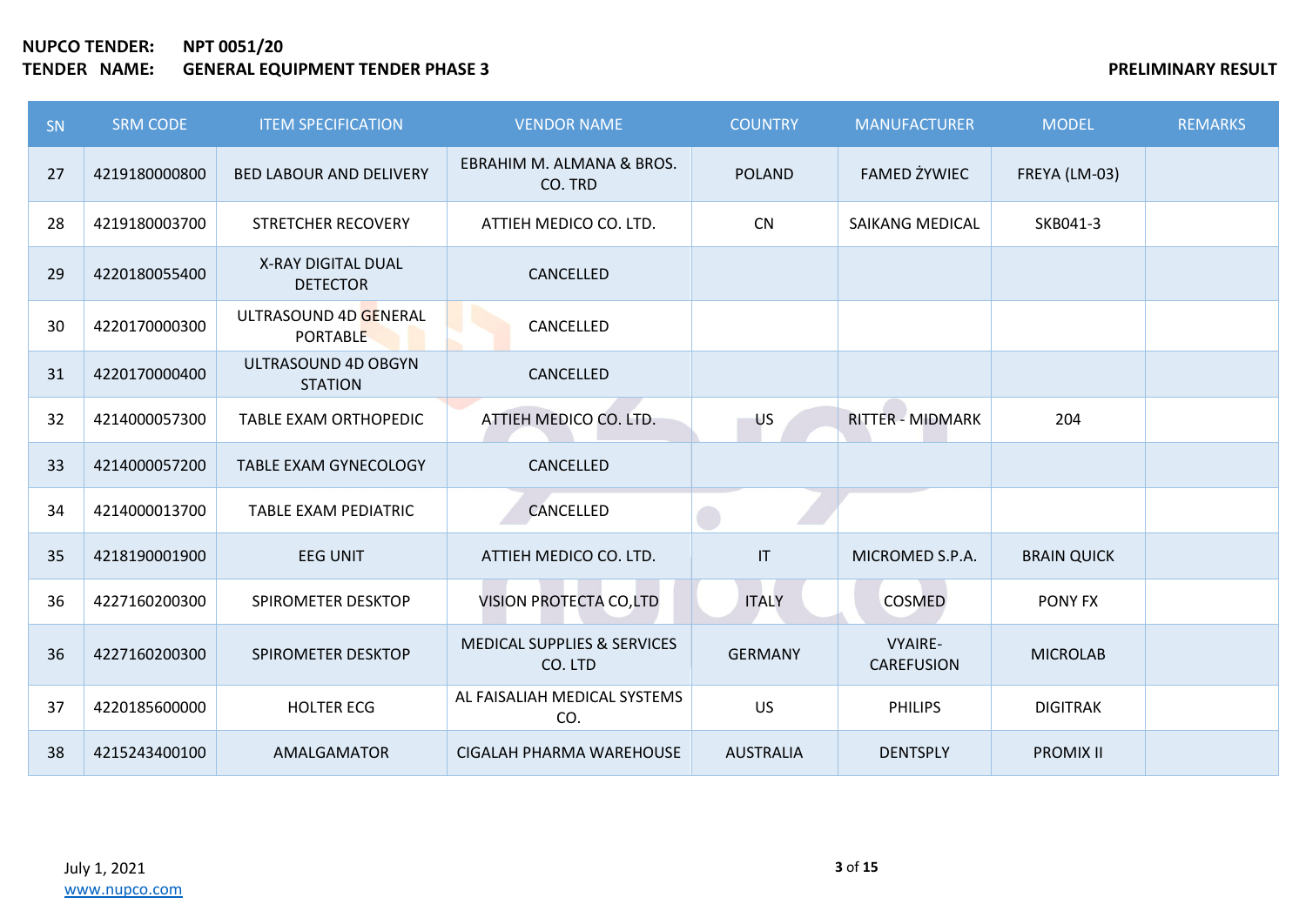**NUPCO TENDER:** NPT 0051/20
**TENDER NAME:** GENERAL EQUIPMENT TENDER PHASE 3

**PRELIMINARY RESULT**

| SN | SRM CODE | ITEM SPECIFICATION | VENDOR NAME | COUNTRY | MANUFACTURER | MODEL | REMARKS |
|---|---|---|---|---|---|---|---|
| 27 | 4219180000800 | BED LABOUR AND DELIVERY | EBRAHIM M. ALMANA & BROS. CO. TRD | POLAND | FAMED ŻYWIEC | FREYA (LM-03) | |
| 28 | 4219180003700 | STRETCHER RECOVERY | ATTIEH MEDICO CO. LTD. | CN | SAIKANG MEDICAL | SKB041-3 | |
| 29 | 4220180055400 | X-RAY DIGITAL DUAL DETECTOR | CANCELLED | | | | |
| 30 | 4220170000300 | ULTRASOUND 4D GENERAL PORTABLE | CANCELLED | | | | |
| 31 | 4220170000400 | ULTRASOUND 4D OBGYN STATION | CANCELLED | | | | |
| 32 | 4214000057300 | TABLE EXAM ORTHOPEDIC | ATTIEH MEDICO CO. LTD. | US | RITTER - MIDMARK | 204 | |
| 33 | 4214000057200 | TABLE EXAM GYNECOLOGY | CANCELLED | | | | |
| 34 | 4214000013700 | TABLE EXAM PEDIATRIC | CANCELLED | | | | |
| 35 | 4218190001900 | EEG UNIT | ATTIEH MEDICO CO. LTD. | IT | MICROMED S.P.A. | BRAIN QUICK | |
| 36 | 4227160200300 | SPIROMETER DESKTOP | VISION PROTECTA CO,LTD | ITALY | COSMED | PONY FX | |
| 36 | 4227160200300 | SPIROMETER DESKTOP | MEDICAL SUPPLIES & SERVICES CO. LTD | GERMANY | VYAIRE-CAREFUSION | MICROLAB | |
| 37 | 4220185600000 | HOLTER ECG | AL FAISALIAH MEDICAL SYSTEMS CO. | US | PHILIPS | DIGITRAK | |
| 38 | 4215243400100 | AMALGAMATOR | CIGALAH PHARMA WAREHOUSE | AUSTRALIA | DENTSPLY | PROMIX II | |

July 1, 2021
www.nupco.com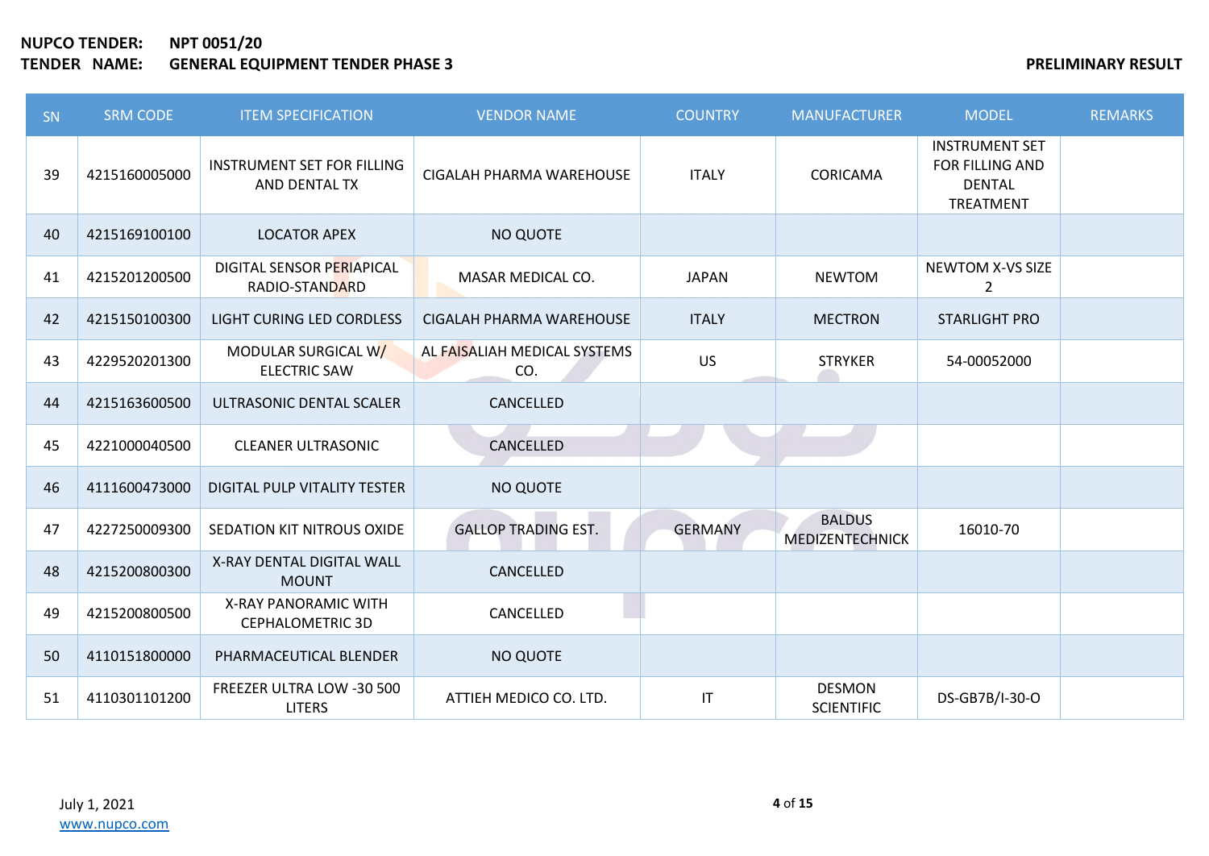**NUPCO TENDER:** **NPT 0051/20**
**TENDER NAME:** **GENERAL EQUIPMENT TENDER PHASE 3** **PRELIMINARY RESULT**

| SN | SRM CODE | ITEM SPECIFICATION | VENDOR NAME | COUNTRY | MANUFACTURER | MODEL | REMARKS |
|---|---|---|---|---|---|---|---|
| 39 | 4215160005000 | INSTRUMENT SET FOR FILLING AND DENTAL TX | CIGALAH PHARMA WAREHOUSE | ITALY | CORICAMA | INSTRUMENT SET FOR FILLING AND DENTAL TREATMENT | |
| 40 | 4215169100100 | LOCATOR APEX | NO QUOTE | | | | |
| 41 | 4215201200500 | DIGITAL SENSOR PERIAPICAL RADIO-STANDARD | MASAR MEDICAL CO. | JAPAN | NEWTOM | NEWTOM X-VS SIZE 2 | |
| 42 | 4215150100300 | LIGHT CURING LED CORDLESS | CIGALAH PHARMA WAREHOUSE | ITALY | MECTRON | STARLIGHT PRO | |
| 43 | 4229520201300 | MODULAR SURGICAL W/ ELECTRIC SAW | AL FAISALIAH MEDICAL SYSTEMS CO. | US | STRYKER | 54-00052000 | |
| 44 | 4215163600500 | ULTRASONIC DENTAL SCALER | CANCELLED | | | | |
| 45 | 4221000040500 | CLEANER ULTRASONIC | CANCELLED | | | | |
| 46 | 4111600473000 | DIGITAL PULP VITALITY TESTER | NO QUOTE | | | | |
| 47 | 4227250009300 | SEDATION KIT NITROUS OXIDE | GALLOP TRADING EST. | GERMANY | BALDUS MEDIZENTECHNICK | 16010-70 | |
| 48 | 4215200800300 | X-RAY DENTAL DIGITAL WALL MOUNT | CANCELLED | | | | |
| 49 | 4215200800500 | X-RAY PANORAMIC WITH CEPHALOMETRIC 3D | CANCELLED | | | | |
| 50 | 4110151800000 | PHARMACEUTICAL BLENDER | NO QUOTE | | | | |
| 51 | 4110301101200 | FREEZER ULTRA LOW -30 500 LITERS | ATTIEH MEDICO CO. LTD. | IT | DESMON SCIENTIFIC | DS-GB7B/I-30-O | |

July 1, 2021
www.nupco.com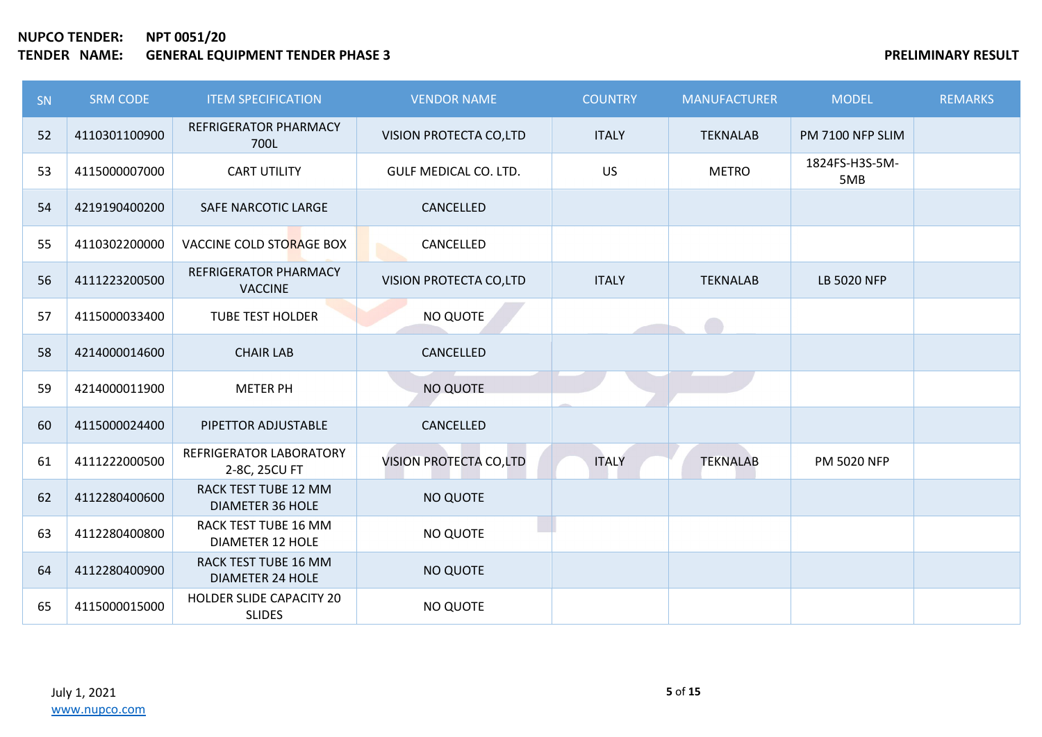**NUPCO TENDER:** **NPT 0051/20**

**TENDER NAME:** **GENERAL EQUIPMENT TENDER PHASE 3**

**PRELIMINARY RESULT**

| SN | SRM CODE | ITEM SPECIFICATION | VENDOR NAME | COUNTRY | MANUFACTURER | MODEL | REMARKS |
|---|---|---|---|---|---|---|---|
| 52 | 4110301100900 | REFRIGERATOR PHARMACY 700L | VISION PROTECTA CO,LTD | ITALY | TEKNALAB | PM 7100 NFP SLIM | |
| 53 | 4115000007000 | CART UTILITY | GULF MEDICAL CO. LTD. | US | METRO | 1824FS-H3S-5M-5MB | |
| 54 | 4219190400200 | SAFE NARCOTIC LARGE | CANCELLED | | | | |
| 55 | 4110302200000 | VACCINE COLD STORAGE BOX | CANCELLED | | | | |
| 56 | 4111223200500 | REFRIGERATOR PHARMACY VACCINE | VISION PROTECTA CO,LTD | ITALY | TEKNALAB | LB 5020 NFP | |
| 57 | 4115000033400 | TUBE TEST HOLDER | NO QUOTE | | | | |
| 58 | 4214000014600 | CHAIR LAB | CANCELLED | | | | |
| 59 | 4214000011900 | METER PH | NO QUOTE | | | | |
| 60 | 4115000024400 | PIPETTOR ADJUSTABLE | CANCELLED | | | | |
| 61 | 4111222000500 | REFRIGERATOR LABORATORY 2-8C, 25CU FT | VISION PROTECTA CO,LTD | ITALY | TEKNALAB | PM 5020 NFP | |
| 62 | 4112280400600 | RACK TEST TUBE 12 MM DIAMETER 36 HOLE | NO QUOTE | | | | |
| 63 | 4112280400800 | RACK TEST TUBE 16 MM DIAMETER 12 HOLE | NO QUOTE | | | | |
| 64 | 4112280400900 | RACK TEST TUBE 16 MM DIAMETER 24 HOLE | NO QUOTE | | | | |
| 65 | 4115000015000 | HOLDER SLIDE CAPACITY 20 SLIDES | NO QUOTE | | | | |

July 1, 2021

www.nupco.com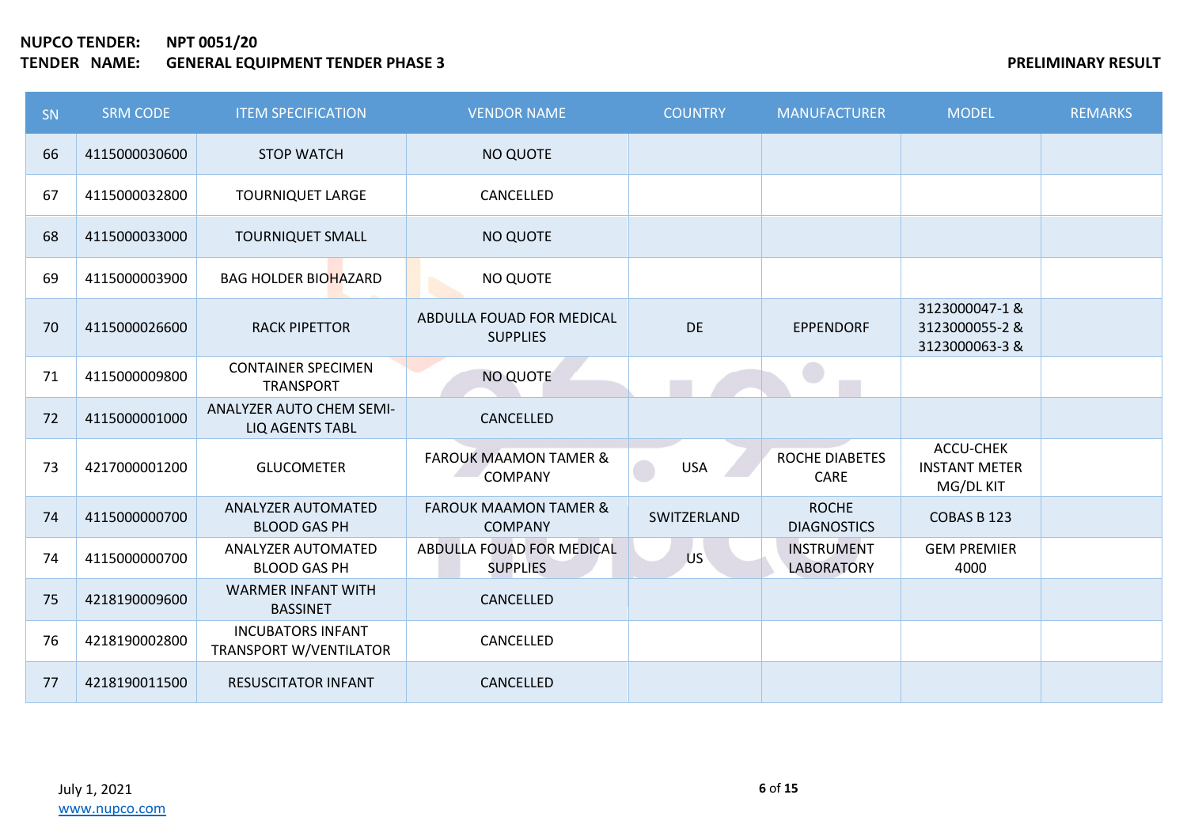**NUPCO TENDER:** **NPT 0051/20**
**TENDER NAME:** **GENERAL EQUIPMENT TENDER PHASE 3**

**PRELIMINARY RESULT**

| SN | SRM CODE | ITEM SPECIFICATION | VENDOR NAME | COUNTRY | MANUFACTURER | MODEL | REMARKS |
|---|---|---|---|---|---|---|---|
| 66 | 4115000030600 | STOP WATCH | NO QUOTE | | | | |
| 67 | 4115000032800 | TOURNIQUET LARGE | CANCELLED | | | | |
| 68 | 4115000033000 | TOURNIQUET SMALL | NO QUOTE | | | | |
| 69 | 4115000003900 | BAG HOLDER BIOHAZARD | NO QUOTE | | | | |
| 70 | 4115000026600 | RACK PIPETTOR | ABDULLA FOUAD FOR MEDICAL SUPPLIES | DE | EPPENDORF | 3123000047-1 & 3123000055-2 & 3123000063-3 & | |
| 71 | 4115000009800 | CONTAINER SPECIMEN TRANSPORT | NO QUOTE | | | | |
| 72 | 4115000001000 | ANALYZER AUTO CHEM SEMI-LIQ AGENTS TABL | CANCELLED | | | | |
| 73 | 4217000001200 | GLUCOMETER | FAROUK MAAMON TAMER & COMPANY | USA | ROCHE DIABETES CARE | ACCU-CHEK INSTANT METER MG/DL KIT | |
| 74 | 4115000000700 | ANALYZER AUTOMATED BLOOD GAS PH | FAROUK MAAMON TAMER & COMPANY | SWITZERLAND | ROCHE DIAGNOSTICS | COBAS B 123 | |
| 74 | 4115000000700 | ANALYZER AUTOMATED BLOOD GAS PH | ABDULLA FOUAD FOR MEDICAL SUPPLIES | US | INSTRUMENT LABORATORY | GEM PREMIER 4000 | |
| 75 | 4218190009600 | WARMER INFANT WITH BASSINET | CANCELLED | | | | |
| 76 | 4218190002800 | INCUBATORS INFANT TRANSPORT W/VENTILATOR | CANCELLED | | | | |
| 77 | 4218190011500 | RESUSCITATOR INFANT | CANCELLED | | | | |

July 1, 2021
www.nupco.com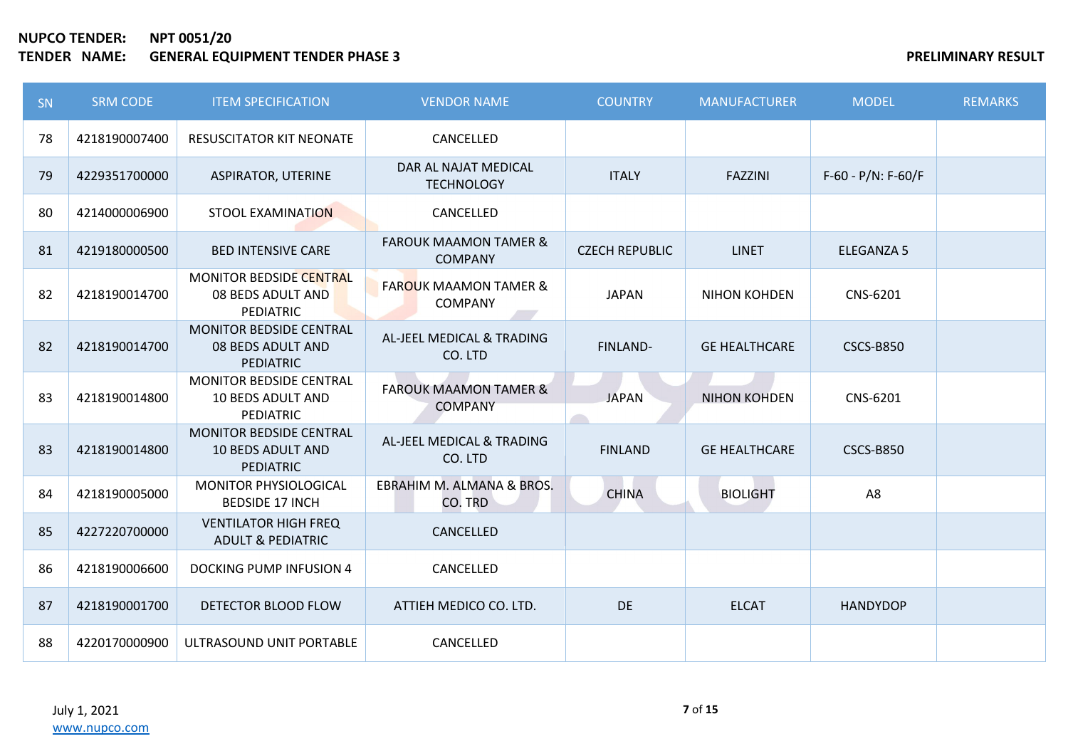**NUPCO TENDER:** NPT 0051/20
**TENDER NAME:** GENERAL EQUIPMENT TENDER PHASE 3

**PRELIMINARY RESULT**

| SN | SRM CODE | ITEM SPECIFICATION | VENDOR NAME | COUNTRY | MANUFACTURER | MODEL | REMARKS |
|---|---|---|---|---|---|---|---|
| 78 | 4218190007400 | RESUSCITATOR KIT NEONATE | CANCELLED | | | | |
| 79 | 4229351700000 | ASPIRATOR, UTERINE | DAR AL NAJAT MEDICAL TECHNOLOGY | ITALY | FAZZINI | F-60 - P/N: F-60/F | |
| 80 | 4214000006900 | STOOL EXAMINATION | CANCELLED | | | | |
| 81 | 4219180000500 | BED INTENSIVE CARE | FAROUK MAAMON TAMER & COMPANY | CZECH REPUBLIC | LINET | ELEGANZA 5 | |
| 82 | 4218190014700 | MONITOR BEDSIDE CENTRAL 08 BEDS ADULT AND PEDIATRIC | FAROUK MAAMON TAMER & COMPANY | JAPAN | NIHON KOHDEN | CNS-6201 | |
| 82 | 4218190014700 | MONITOR BEDSIDE CENTRAL 08 BEDS ADULT AND PEDIATRIC | AL-JEEL MEDICAL & TRADING CO. LTD | FINLAND- | GE HEALTHCARE | CSCS-B850 | |
| 83 | 4218190014800 | MONITOR BEDSIDE CENTRAL 10 BEDS ADULT AND PEDIATRIC | FAROUK MAAMON TAMER & COMPANY | JAPAN | NIHON KOHDEN | CNS-6201 | |
| 83 | 4218190014800 | MONITOR BEDSIDE CENTRAL 10 BEDS ADULT AND PEDIATRIC | AL-JEEL MEDICAL & TRADING CO. LTD | FINLAND | GE HEALTHCARE | CSCS-B850 | |
| 84 | 4218190005000 | MONITOR PHYSIOLOGICAL BEDSIDE 17 INCH | EBRAHIM M. ALMANA & BROS. CO. TRD | CHINA | BIOLIGHT | A8 | |
| 85 | 4227220700000 | VENTILATOR HIGH FREQ ADULT & PEDIATRIC | CANCELLED | | | | |
| 86 | 4218190006600 | DOCKING PUMP INFUSION 4 | CANCELLED | | | | |
| 87 | 4218190001700 | DETECTOR BLOOD FLOW | ATTIEH MEDICO CO. LTD. | DE | ELCAT | HANDYDOP | |
| 88 | 4220170000900 | ULTRASOUND UNIT PORTABLE | CANCELLED | | | | |

July 1, 2021
www.nupco.com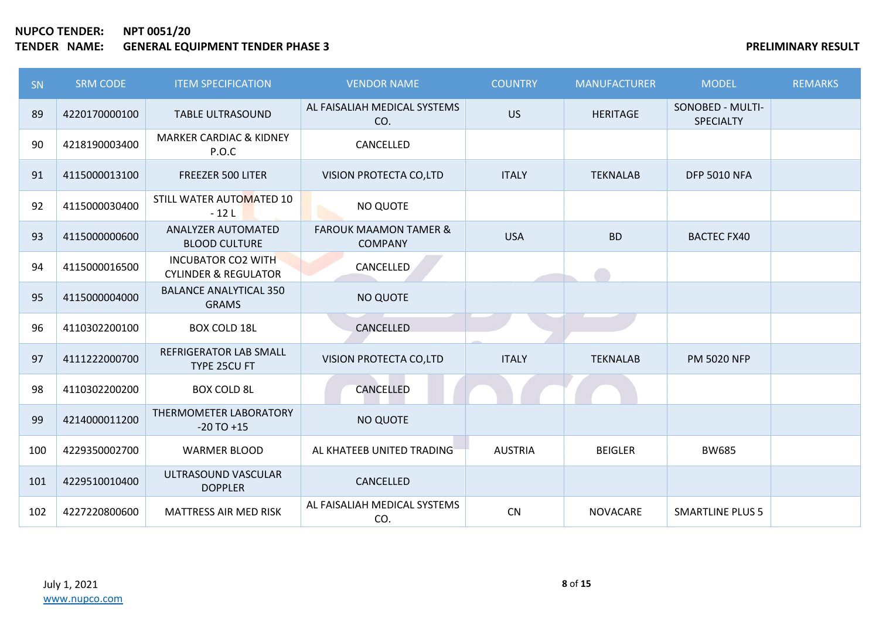**NUPCO TENDER:** **NPT 0051/20**
**TENDER NAME:** **GENERAL EQUIPMENT TENDER PHASE 3** **PRELIMINARY RESULT**

| SN | SRM CODE | ITEM SPECIFICATION | VENDOR NAME | COUNTRY | MANUFACTURER | MODEL | REMARKS |
|---|---|---|---|---|---|---|---|
| 89 | 4220170000100 | TABLE ULTRASOUND | AL FAISALIAH MEDICAL SYSTEMS CO. | US | HERITAGE | SONOBED - MULTI-SPECIALTY | |
| 90 | 4218190003400 | MARKER CARDIAC & KIDNEY P.O.C | CANCELLED | | | | |
| 91 | 4115000013100 | FREEZER 500 LITER | VISION PROTECTA CO,LTD | ITALY | TEKNALAB | DFP 5010 NFA | |
| 92 | 4115000030400 | STILL WATER AUTOMATED 10 - 12 L | NO QUOTE | | | | |
| 93 | 4115000000600 | ANALYZER AUTOMATED BLOOD CULTURE | FAROUK MAAMON TAMER & COMPANY | USA | BD | BACTEC FX40 | |
| 94 | 4115000016500 | INCUBATOR CO2 WITH CYLINDER & REGULATOR | CANCELLED | | | | |
| 95 | 4115000004000 | BALANCE ANALYTICAL 350 GRAMS | NO QUOTE | | | | |
| 96 | 4110302200100 | BOX COLD 18L | CANCELLED | | | | |
| 97 | 4111222000700 | REFRIGERATOR LAB SMALL TYPE 25CU FT | VISION PROTECTA CO,LTD | ITALY | TEKNALAB | PM 5020 NFP | |
| 98 | 4110302200200 | BOX COLD 8L | CANCELLED | | | | |
| 99 | 4214000011200 | THERMOMETER LABORATORY -20 TO +15 | NO QUOTE | | | | |
| 100 | 4229350002700 | WARMER BLOOD | AL KHATEEB UNITED TRADING | AUSTRIA | BEIGLER | BW685 | |
| 101 | 4229510010400 | ULTRASOUND VASCULAR DOPPLER | CANCELLED | | | | |
| 102 | 4227220800600 | MATTRESS AIR MED RISK | AL FAISALIAH MEDICAL SYSTEMS CO. | CN | NOVACARE | SMARTLINE PLUS 5 | |

July 1, 2021
www.nupco.com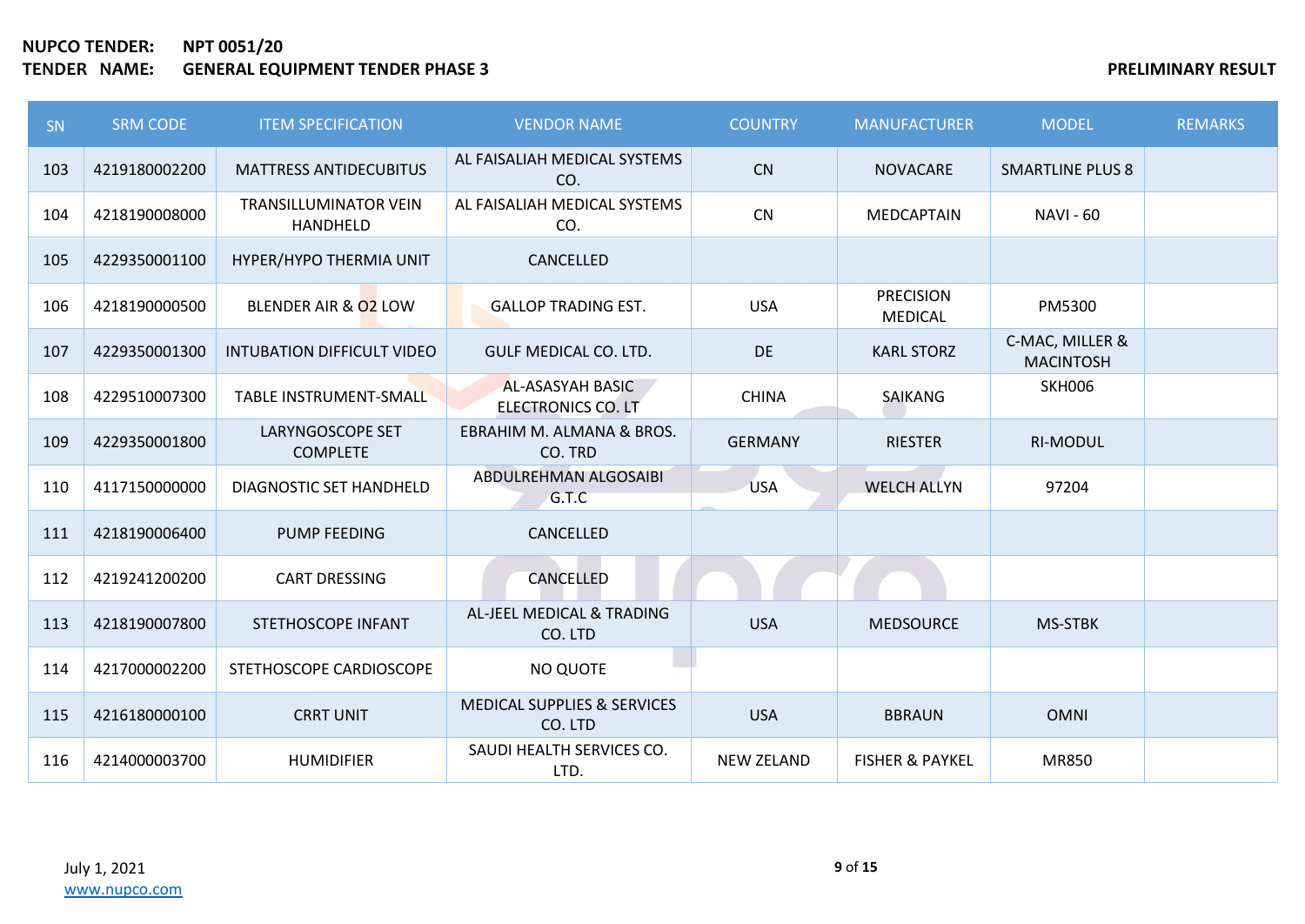**NUPCO TENDER:** NPT 0051/20
**TENDER NAME:** GENERAL EQUIPMENT TENDER PHASE 3

**PRELIMINARY RESULT**

| SN | SRM CODE | ITEM SPECIFICATION | VENDOR NAME | COUNTRY | MANUFACTURER | MODEL | REMARKS |
|---|---|---|---|---|---|---|---|
| 103 | 4219180002200 | MATTRESS ANTIDECUBITUS | AL FAISALIAH MEDICAL SYSTEMS CO. | CN | NOVACARE | SMARTLINE PLUS 8 | |
| 104 | 4218190008000 | TRANSILLUMINATOR VEIN HANDHELD | AL FAISALIAH MEDICAL SYSTEMS CO. | CN | MEDCAPTAIN | NAVI - 60 | |
| 105 | 4229350001100 | HYPER/HYPO THERMIA UNIT | CANCELLED | | | | |
| 106 | 4218190000500 | BLENDER AIR & O2 LOW | GALLOP TRADING EST. | USA | PRECISION MEDICAL | PM5300 | |
| 107 | 4229350001300 | INTUBATION DIFFICULT VIDEO | GULF MEDICAL CO. LTD. | DE | KARL STORZ | C-MAC, MILLER & MACINTOSH | |
| 108 | 4229510007300 | TABLE INSTRUMENT-SMALL | AL-ASASYAH BASIC ELECTRONICS CO. LT | CHINA | SAIKANG | SKH006 | |
| 109 | 4229350001800 | LARYNGOSCOPE SET COMPLETE | EBRAHIM M. ALMANA & BROS. CO. TRD | GERMANY | RIESTER | RI-MODUL | |
| 110 | 4117150000000 | DIAGNOSTIC SET HANDHELD | ABDULREHMAN ALGOSAIBI G.T.C | USA | WELCH ALLYN | 97204 | |
| 111 | 4218190006400 | PUMP FEEDING | CANCELLED | | | | |
| 112 | 4219241200200 | CART DRESSING | CANCELLED | | | | |
| 113 | 4218190007800 | STETHOSCOPE INFANT | AL-JEEL MEDICAL & TRADING CO. LTD | USA | MEDSOURCE | MS-STBK | |
| 114 | 4217000002200 | STETHOSCOPE CARDIOSCOPE | NO QUOTE | | | | |
| 115 | 4216180000100 | CRRT UNIT | MEDICAL SUPPLIES & SERVICES CO. LTD | USA | BBRAUN | OMNI | |
| 116 | 4214000003700 | HUMIDIFIER | SAUDI HEALTH SERVICES CO. LTD. | NEW ZELAND | FISHER & PAYKEL | MR850 | |

July 1, 2021
www.nupco.com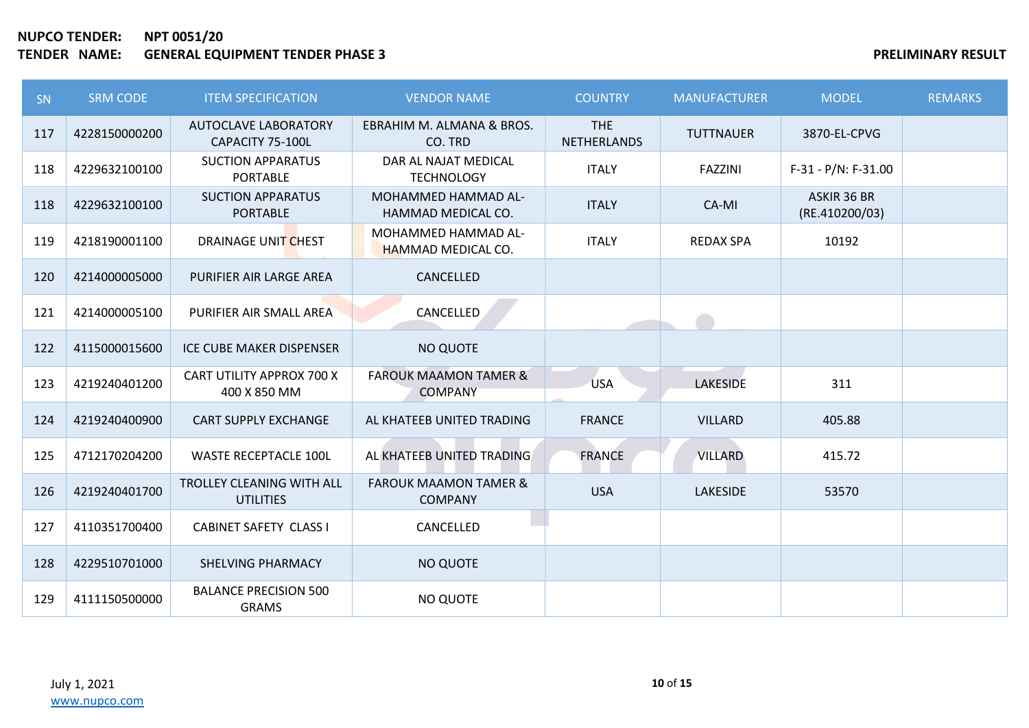**NUPCO TENDER:** **NPT 0051/20**
**TENDER NAME:** **GENERAL EQUIPMENT TENDER PHASE 3**

**PRELIMINARY RESULT**

| SN | SRM CODE | ITEM SPECIFICATION | VENDOR NAME | COUNTRY | MANUFACTURER | MODEL | REMARKS |
|---|---|---|---|---|---|---|---|
| 117 | 4228150000200 | AUTOCLAVE LABORATORY CAPACITY 75-100L | EBRAHIM M. ALMANA & BROS. CO. TRD | THE NETHERLANDS | TUTTNAUER | 3870-EL-CPVG | |
| 118 | 4229632100100 | SUCTION APPARATUS PORTABLE | DAR AL NAJAT MEDICAL TECHNOLOGY | ITALY | FAZZINI | F-31 - P/N: F-31.00 | |
| 118 | 4229632100100 | SUCTION APPARATUS PORTABLE | MOHAMMED HAMMAD AL-HAMMAD MEDICAL CO. | ITALY | CA-MI | ASKIR 36 BR (RE.410200/03) | |
| 119 | 4218190001100 | DRAINAGE UNIT CHEST | MOHAMMED HAMMAD AL-HAMMAD MEDICAL CO. | ITALY | REDAX SPA | 10192 | |
| 120 | 4214000005000 | PURIFIER AIR LARGE AREA | CANCELLED | | | | |
| 121 | 4214000005100 | PURIFIER AIR SMALL AREA | CANCELLED | | | | |
| 122 | 4115000015600 | ICE CUBE MAKER DISPENSER | NO QUOTE | | | | |
| 123 | 4219240401200 | CART UTILITY APPROX 700 X 400 X 850 MM | FAROUK MAAMON TAMER & COMPANY | USA | LAKESIDE | 311 | |
| 124 | 4219240400900 | CART SUPPLY EXCHANGE | AL KHATEEB UNITED TRADING | FRANCE | VILLARD | 405.88 | |
| 125 | 4712170204200 | WASTE RECEPTACLE 100L | AL KHATEEB UNITED TRADING | FRANCE | VILLARD | 415.72 | |
| 126 | 4219240401700 | TROLLEY CLEANING WITH ALL UTILITIES | FAROUK MAAMON TAMER & COMPANY | USA | LAKESIDE | 53570 | |
| 127 | 4110351700400 | CABINET SAFETY CLASS I | CANCELLED | | | | |
| 128 | 4229510701000 | SHELVING PHARMACY | NO QUOTE | | | | |
| 129 | 4111150500000 | BALANCE PRECISION 500 GRAMS | NO QUOTE | | | | |

July 1, 2021
www.nupco.com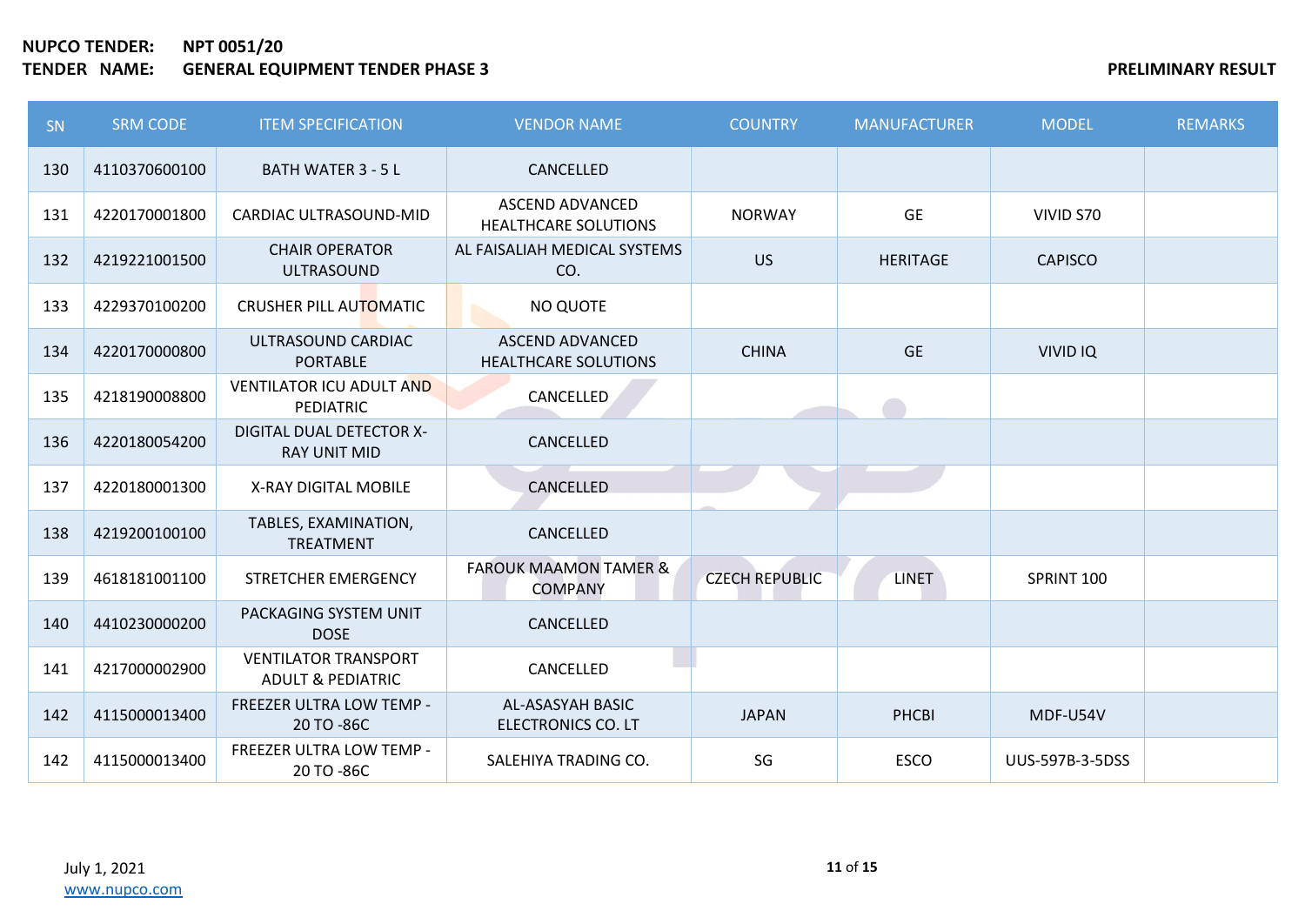**NUPCO TENDER:** NPT 0051/20

**TENDER NAME:** GENERAL EQUIPMENT TENDER PHASE 3

**PRELIMINARY RESULT**

| SN | SRM CODE | ITEM SPECIFICATION | VENDOR NAME | COUNTRY | MANUFACTURER | MODEL | REMARKS |
|---|---|---|---|---|---|---|---|
| 130 | 4110370600100 | BATH WATER 3 - 5 L | CANCELLED | | | | |
| 131 | 4220170001800 | CARDIAC ULTRASOUND-MID | ASCEND ADVANCED HEALTHCARE SOLUTIONS | NORWAY | GE | VIVID S70 | |
| 132 | 4219221001500 | CHAIR OPERATOR ULTRASOUND | AL FAISALIAH MEDICAL SYSTEMS CO. | US | HERITAGE | CAPISCO | |
| 133 | 4229370100200 | CRUSHER PILL AUTOMATIC | NO QUOTE | | | | |
| 134 | 4220170000800 | ULTRASOUND CARDIAC PORTABLE | ASCEND ADVANCED HEALTHCARE SOLUTIONS | CHINA | GE | VIVID IQ | |
| 135 | 4218190008800 | VENTILATOR ICU ADULT AND PEDIATRIC | CANCELLED | | | | |
| 136 | 4220180054200 | DIGITAL DUAL DETECTOR X-RAY UNIT MID | CANCELLED | | | | |
| 137 | 4220180001300 | X-RAY DIGITAL MOBILE | CANCELLED | | | | |
| 138 | 4219200100100 | TABLES, EXAMINATION, TREATMENT | CANCELLED | | | | |
| 139 | 4618181001100 | STRETCHER EMERGENCY | FAROUK MAAMON TAMER & COMPANY | CZECH REPUBLIC | LINET | SPRINT 100 | |
| 140 | 4410230000200 | PACKAGING SYSTEM UNIT DOSE | CANCELLED | | | | |
| 141 | 4217000002900 | VENTILATOR TRANSPORT ADULT & PEDIATRIC | CANCELLED | | | | |
| 142 | 4115000013400 | FREEZER ULTRA LOW TEMP -20 TO -86C | AL-ASASYAH BASIC ELECTRONICS CO. LT | JAPAN | PHCBI | MDF-U54V | |
| 142 | 4115000013400 | FREEZER ULTRA LOW TEMP -20 TO -86C | SALEHIYA TRADING CO. | SG | ESCO | UUS-597B-3-5DSS | |

July 1, 2021
www.nupco.com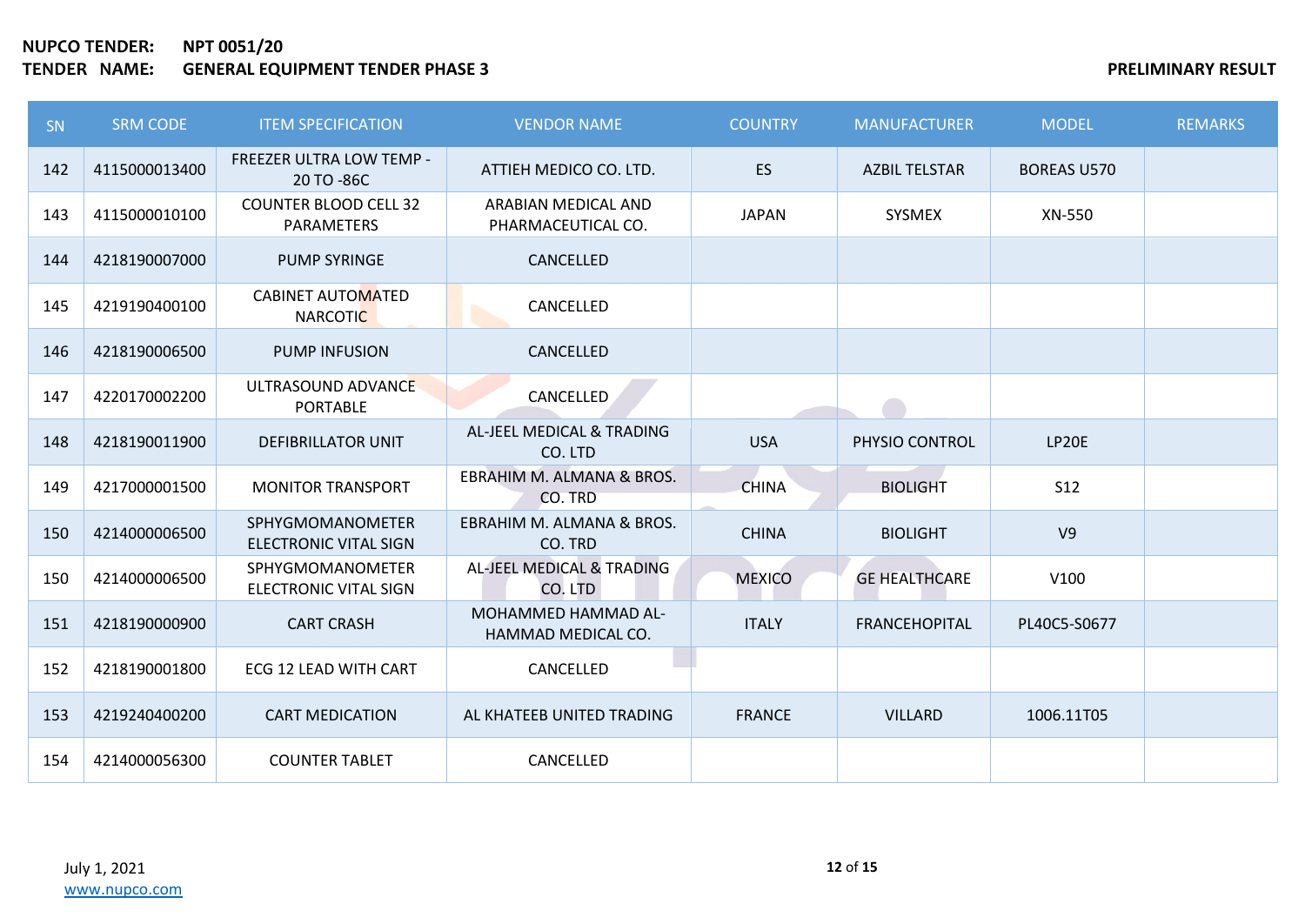**NUPCO TENDER:** **NPT 0051/20**
**TENDER NAME:** **GENERAL EQUIPMENT TENDER PHASE 3**

**PRELIMINARY RESULT**

| SN | SRM CODE | ITEM SPECIFICATION | VENDOR NAME | COUNTRY | MANUFACTURER | MODEL | REMARKS |
|---|---|---|---|---|---|---|---|
| 142 | 4115000013400 | FREEZER ULTRA LOW TEMP - 20 TO -86C | ATTIEH MEDICO CO. LTD. | ES | AZBIL TELSTAR | BOREAS U570 | |
| 143 | 4115000010100 | COUNTER BLOOD CELL 32 PARAMETERS | ARABIAN MEDICAL AND PHARMACEUTICAL CO. | JAPAN | SYSMEX | XN-550 | |
| 144 | 4218190007000 | PUMP SYRINGE | CANCELLED | | | | |
| 145 | 4219190400100 | CABINET AUTOMATED NARCOTIC | CANCELLED | | | | |
| 146 | 4218190006500 | PUMP INFUSION | CANCELLED | | | | |
| 147 | 4220170002200 | ULTRASOUND ADVANCE PORTABLE | CANCELLED | | | | |
| 148 | 4218190011900 | DEFIBRILLATOR UNIT | AL-JEEL MEDICAL & TRADING CO. LTD | USA | PHYSIO CONTROL | LP20E | |
| 149 | 4217000001500 | MONITOR TRANSPORT | EBRAHIM M. ALMANA & BROS. CO. TRD | CHINA | BIOLIGHT | S12 | |
| 150 | 4214000006500 | SPHYGMOMANOMETER ELECTRONIC VITAL SIGN | EBRAHIM M. ALMANA & BROS. CO. TRD | CHINA | BIOLIGHT | V9 | |
| 150 | 4214000006500 | SPHYGMOMANOMETER ELECTRONIC VITAL SIGN | AL-JEEL MEDICAL & TRADING CO. LTD | MEXICO | GE HEALTHCARE | V100 | |
| 151 | 4218190000900 | CART CRASH | MOHAMMED HAMMAD AL-HAMMAD MEDICAL CO. | ITALY | FRANCEHOPITAL | PL40C5-S0677 | |
| 152 | 4218190001800 | ECG 12 LEAD WITH CART | CANCELLED | | | | |
| 153 | 4219240400200 | CART MEDICATION | AL KHATEEB UNITED TRADING | FRANCE | VILLARD | 1006.11T05 | |
| 154 | 4214000056300 | COUNTER TABLET | CANCELLED | | | | |

July 1, 2021
www.nupco.com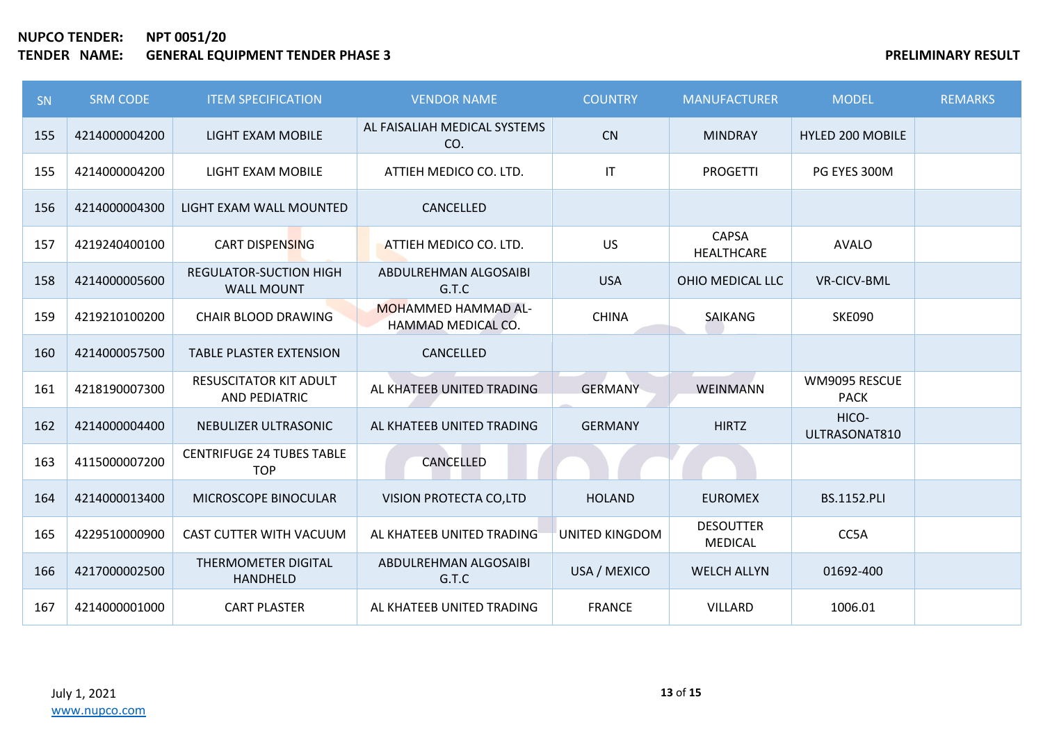**NUPCO TENDER:** **NPT 0051/20**
**TENDER NAME:** **GENERAL EQUIPMENT TENDER PHASE 3**

**PRELIMINARY RESULT**

| SN | SRM CODE | ITEM SPECIFICATION | VENDOR NAME | COUNTRY | MANUFACTURER | MODEL | REMARKS |
|---|---|---|---|---|---|---|---|
| 155 | 4214000004200 | LIGHT EXAM MOBILE | AL FAISALIAH MEDICAL SYSTEMS CO. | CN | MINDRAY | HYLED 200 MOBILE | |
| 155 | 4214000004200 | LIGHT EXAM MOBILE | ATTIEH MEDICO CO. LTD. | IT | PROGETTI | PG EYES 300M | |
| 156 | 4214000004300 | LIGHT EXAM WALL MOUNTED | CANCELLED | | | | |
| 157 | 4219240400100 | CART DISPENSING | ATTIEH MEDICO CO. LTD. | US | CAPSA HEALTHCARE | AVALO | |
| 158 | 4214000005600 | REGULATOR-SUCTION HIGH WALL MOUNT | ABDULREHMAN ALGOSAIBI G.T.C | USA | OHIO MEDICAL LLC | VR-CICV-BML | |
| 159 | 4219210100200 | CHAIR BLOOD DRAWING | MOHAMMED HAMMAD AL-HAMMAD MEDICAL CO. | CHINA | SAIKANG | SKE090 | |
| 160 | 4214000057500 | TABLE PLASTER EXTENSION | CANCELLED | | | | |
| 161 | 4218190007300 | RESUSCITATOR KIT ADULT AND PEDIATRIC | AL KHATEEB UNITED TRADING | GERMANY | WEINMANN | WM9095 RESCUE PACK | |
| 162 | 4214000004400 | NEBULIZER ULTRASONIC | AL KHATEEB UNITED TRADING | GERMANY | HIRTZ | HICO-ULTRASONAT810 | |
| 163 | 4115000007200 | CENTRIFUGE 24 TUBES TABLE TOP | CANCELLED | | | | |
| 164 | 4214000013400 | MICROSCOPE BINOCULAR | VISION PROTECTA CO,LTD | HOLAND | EUROMEX | BS.1152.PLI | |
| 165 | 4229510000900 | CAST CUTTER WITH VACUUM | AL KHATEEB UNITED TRADING | UNITED KINGDOM | DESOUTTER MEDICAL | CC5A | |
| 166 | 4217000002500 | THERMOMETER DIGITAL HANDHELD | ABDULREHMAN ALGOSAIBI G.T.C | USA / MEXICO | WELCH ALLYN | 01692-400 | |
| 167 | 4214000001000 | CART PLASTER | AL KHATEEB UNITED TRADING | FRANCE | VILLARD | 1006.01 | |

July 1, 2021
www.nupco.com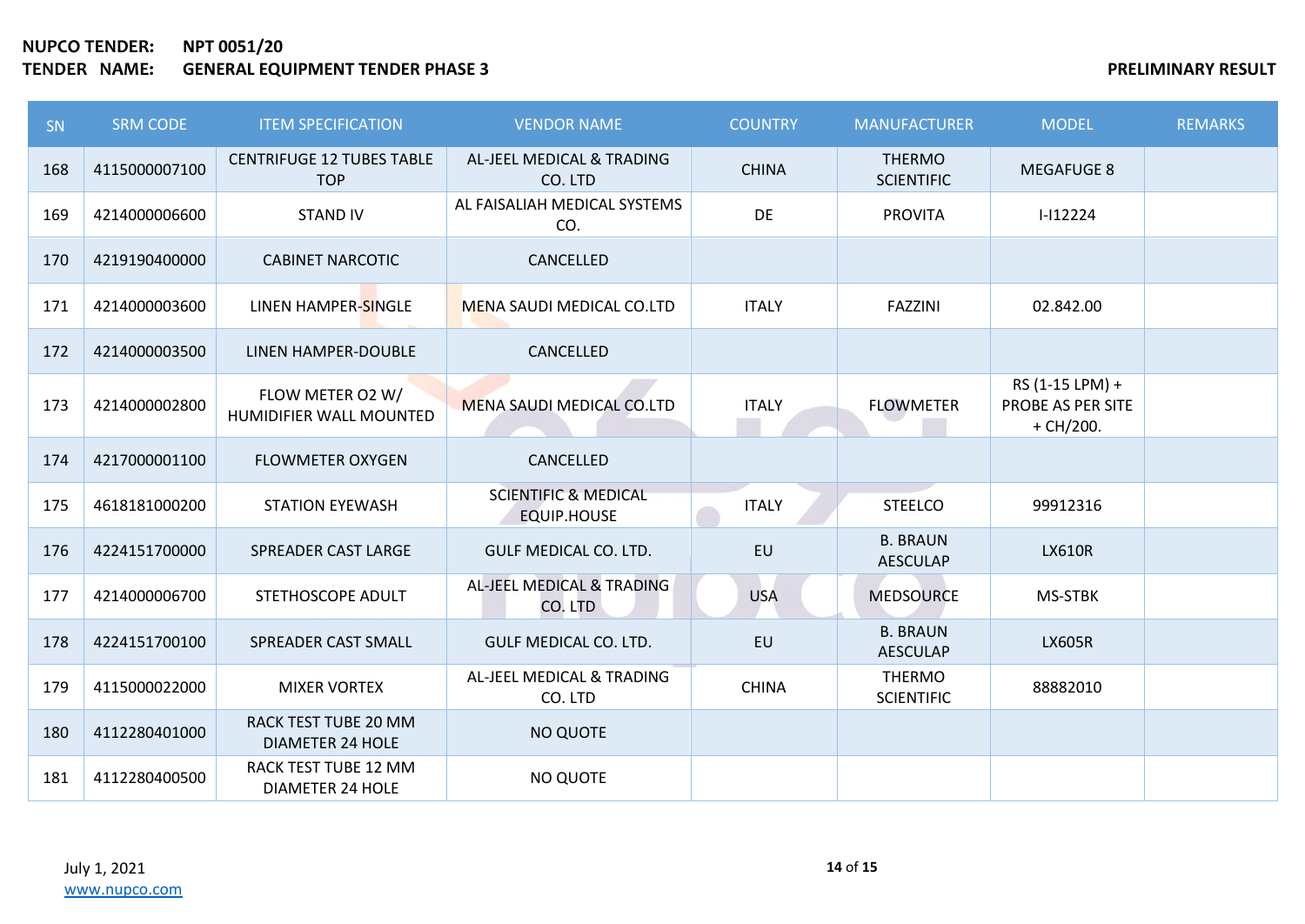**NUPCO TENDER:** NPT 0051/20
**TENDER NAME:** GENERAL EQUIPMENT TENDER PHASE 3

**PRELIMINARY RESULT**

| SN | SRM CODE | ITEM SPECIFICATION | VENDOR NAME | COUNTRY | MANUFACTURER | MODEL | REMARKS |
|---|---|---|---|---|---|---|---|
| 168 | 4115000007100 | CENTRIFUGE 12 TUBES TABLE TOP | AL-JEEL MEDICAL & TRADING CO. LTD | CHINA | THERMO SCIENTIFIC | MEGAFUGE 8 | |
| 169 | 4214000006600 | STAND IV | AL FAISALIAH MEDICAL SYSTEMS CO. | DE | PROVITA | I-I12224 | |
| 170 | 4219190400000 | CABINET NARCOTIC | CANCELLED | | | | |
| 171 | 4214000003600 | LINEN HAMPER-SINGLE | MENA SAUDI MEDICAL CO.LTD | ITALY | FAZZINI | 02.842.00 | |
| 172 | 4214000003500 | LINEN HAMPER-DOUBLE | CANCELLED | | | | |
| 173 | 4214000002800 | FLOW METER O2 W/ HUMIDIFIER WALL MOUNTED | MENA SAUDI MEDICAL CO.LTD | ITALY | FLOWMETER | RS (1-15 LPM) + PROBE AS PER SITE + CH/200. | |
| 174 | 4217000001100 | FLOWMETER OXYGEN | CANCELLED | | | | |
| 175 | 4618181000200 | STATION EYEWASH | SCIENTIFIC & MEDICAL EQUIP.HOUSE | ITALY | STEELCO | 99912316 | |
| 176 | 4224151700000 | SPREADER CAST LARGE | GULF MEDICAL CO. LTD. | EU | B. BRAUN AESCULAP | LX610R | |
| 177 | 4214000006700 | STETHOSCOPE ADULT | AL-JEEL MEDICAL & TRADING CO. LTD | USA | MEDSOURCE | MS-STBK | |
| 178 | 4224151700100 | SPREADER CAST SMALL | GULF MEDICAL CO. LTD. | EU | B. BRAUN AESCULAP | LX605R | |
| 179 | 4115000022000 | MIXER VORTEX | AL-JEEL MEDICAL & TRADING CO. LTD | CHINA | THERMO SCIENTIFIC | 88882010 | |
| 180 | 4112280401000 | RACK TEST TUBE 20 MM DIAMETER 24 HOLE | NO QUOTE | | | | |
| 181 | 4112280400500 | RACK TEST TUBE 12 MM DIAMETER 24 HOLE | NO QUOTE | | | | |

July 1, 2021
www.nupco.com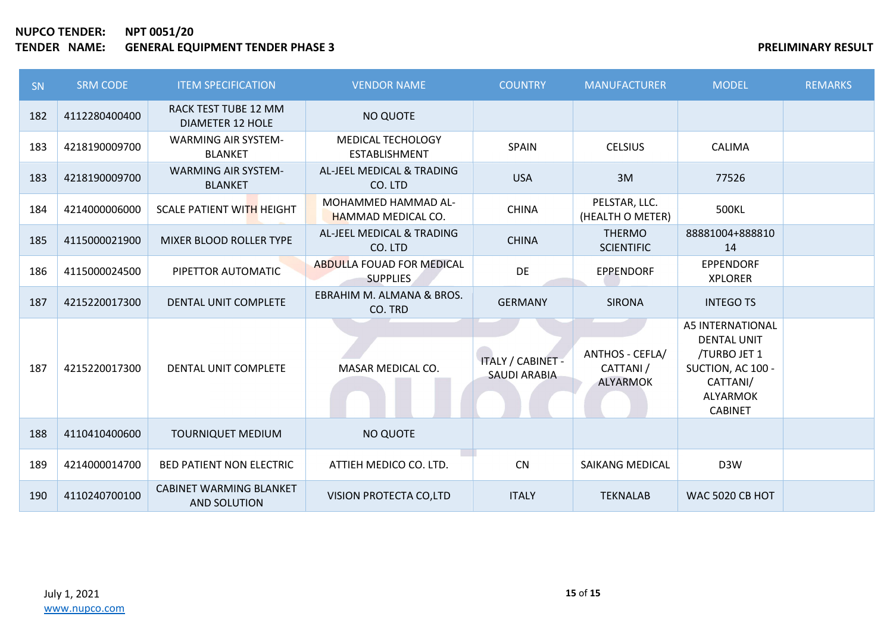**NUPCO TENDER:** **NPT 0051/20**
**TENDER NAME:** **GENERAL EQUIPMENT TENDER PHASE 3**

**PRELIMINARY RESULT**

| SN | SRM CODE | ITEM SPECIFICATION | VENDOR NAME | COUNTRY | MANUFACTURER | MODEL | REMARKS |
|---|---|---|---|---|---|---|---|
| 182 | 4112280400400 | RACK TEST TUBE 12 MM DIAMETER 12 HOLE | NO QUOTE | | | | |
| 183 | 4218190009700 | WARMING AIR SYSTEM-BLANKET | MEDICAL TECHOLOGY ESTABLISHMENT | SPAIN | CELSIUS | CALIMA | |
| 183 | 4218190009700 | WARMING AIR SYSTEM-BLANKET | AL-JEEL MEDICAL & TRADING CO. LTD | USA | 3M | 77526 | |
| 184 | 4214000006000 | SCALE PATIENT WITH HEIGHT | MOHAMMED HAMMAD AL-HAMMAD MEDICAL CO. | CHINA | PELSTAR, LLC. (HEALTH O METER) | 500KL | |
| 185 | 4115000021900 | MIXER BLOOD ROLLER TYPE | AL-JEEL MEDICAL & TRADING CO. LTD | CHINA | THERMO SCIENTIFIC | 88881004+88881014 | |
| 186 | 4115000024500 | PIPETTOR AUTOMATIC | ABDULLA FOUAD FOR MEDICAL SUPPLIES | DE | EPPENDORF | EPPENDORF XPLORER | |
| 187 | 4215220017300 | DENTAL UNIT COMPLETE | EBRAHIM M. ALMANA & BROS. CO. TRD | GERMANY | SIRONA | INTEGO TS | |
| 187 | 4215220017300 | DENTAL UNIT COMPLETE | MASAR MEDICAL CO. | ITALY / CABINET - SAUDI ARABIA | ANTHOS - CEFLA/ CATTANI / ALYARMOK | A5 INTERNATIONAL DENTAL UNIT /TURBO JET 1 SUCTION, AC 100 - CATTANI/ ALYARMOK CABINET | |
| 188 | 4110410400600 | TOURNIQUET MEDIUM | NO QUOTE | | | | |
| 189 | 4214000014700 | BED PATIENT NON ELECTRIC | ATTIEH MEDICO CO. LTD. | CN | SAIKANG MEDICAL | D3W | |
| 190 | 4110240700100 | CABINET WARMING BLANKET AND SOLUTION | VISION PROTECTA CO,LTD | ITALY | TEKNALAB | WAC 5020 CB HOT | |

July 1, 2021
www.nupco.com